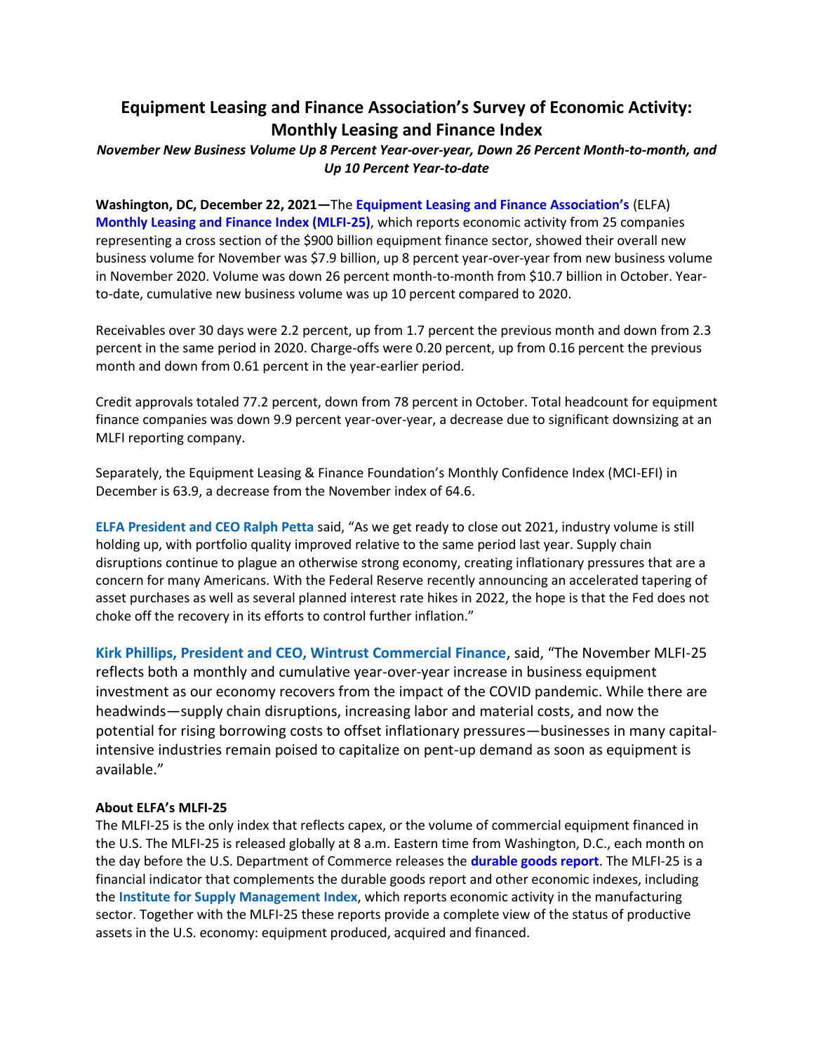# Equipment Leasing and Finance Association's Survey of Economic Activity: Monthly Leasing and Finance Index

*November New Business Volume Up 8 Percent Year-over-year, Down 26 Percent Month-to-month, and Up 10 Percent Year-to-date*

**Washington, DC, December 22, 2021—**The **Equipment Leasing and Finance Association's** (ELFA) **Monthly Leasing and Finance Index (MLFI-25)**, which reports economic activity from 25 companies representing a cross section of the $900 billion equipment finance sector, showed their overall new business volume for November was $7.9 billion, up 8 percent year-over-year from new business volume in November 2020. Volume was down 26 percent month-to-month from $10.7 billion in October. Year-to-date, cumulative new business volume was up 10 percent compared to 2020.

Receivables over 30 days were 2.2 percent, up from 1.7 percent the previous month and down from 2.3 percent in the same period in 2020. Charge-offs were 0.20 percent, up from 0.16 percent the previous month and down from 0.61 percent in the year-earlier period.

Credit approvals totaled 77.2 percent, down from 78 percent in October. Total headcount for equipment finance companies was down 9.9 percent year-over-year, a decrease due to significant downsizing at an MLFI reporting company.

Separately, the Equipment Leasing & Finance Foundation's Monthly Confidence Index (MCI-EFI) in December is 63.9, a decrease from the November index of 64.6.

**ELFA President and CEO Ralph Petta** said, "As we get ready to close out 2021, industry volume is still holding up, with portfolio quality improved relative to the same period last year. Supply chain disruptions continue to plague an otherwise strong economy, creating inflationary pressures that are a concern for many Americans. With the Federal Reserve recently announcing an accelerated tapering of asset purchases as well as several planned interest rate hikes in 2022, the hope is that the Fed does not choke off the recovery in its efforts to control further inflation."

**Kirk Phillips, President and CEO, Wintrust Commercial Finance**, said, "The November MLFI-25 reflects both a monthly and cumulative year-over-year increase in business equipment investment as our economy recovers from the impact of the COVID pandemic. While there are headwinds—supply chain disruptions, increasing labor and material costs, and now the potential for rising borrowing costs to offset inflationary pressures—businesses in many capital-intensive industries remain poised to capitalize on pent-up demand as soon as equipment is available."

**About ELFA's MLFI-25**

The MLFI-25 is the only index that reflects capex, or the volume of commercial equipment financed in the U.S. The MLFI-25 is released globally at 8 a.m. Eastern time from Washington, D.C., each month on the day before the U.S. Department of Commerce releases the **durable goods report**. The MLFI-25 is a financial indicator that complements the durable goods report and other economic indexes, including the **Institute for Supply Management Index**, which reports economic activity in the manufacturing sector. Together with the MLFI-25 these reports provide a complete view of the status of productive assets in the U.S. economy: equipment produced, acquired and financed.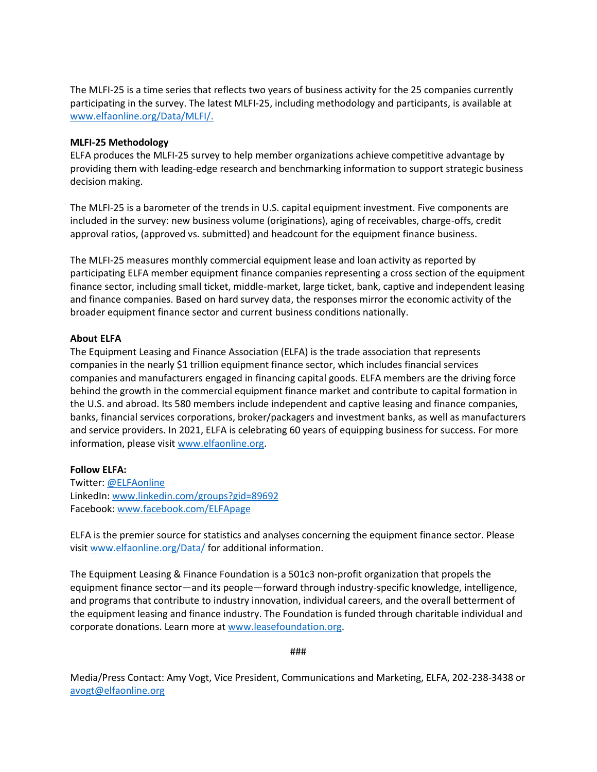The MLFI-25 is a time series that reflects two years of business activity for the 25 companies currently participating in the survey. The latest MLFI-25, including methodology and participants, is available at www.elfaonline.org/Data/MLFI/.

**MLFI-25 Methodology**
ELFA produces the MLFI-25 survey to help member organizations achieve competitive advantage by providing them with leading-edge research and benchmarking information to support strategic business decision making.

The MLFI-25 is a barometer of the trends in U.S. capital equipment investment. Five components are included in the survey: new business volume (originations), aging of receivables, charge-offs, credit approval ratios, (approved vs. submitted) and headcount for the equipment finance business.

The MLFI-25 measures monthly commercial equipment lease and loan activity as reported by participating ELFA member equipment finance companies representing a cross section of the equipment finance sector, including small ticket, middle-market, large ticket, bank, captive and independent leasing and finance companies. Based on hard survey data, the responses mirror the economic activity of the broader equipment finance sector and current business conditions nationally.

**About ELFA**
The Equipment Leasing and Finance Association (ELFA) is the trade association that represents companies in the nearly $1 trillion equipment finance sector, which includes financial services companies and manufacturers engaged in financing capital goods. ELFA members are the driving force behind the growth in the commercial equipment finance market and contribute to capital formation in the U.S. and abroad. Its 580 members include independent and captive leasing and finance companies, banks, financial services corporations, broker/packagers and investment banks, as well as manufacturers and service providers. In 2021, ELFA is celebrating 60 years of equipping business for success. For more information, please visit www.elfaonline.org.

**Follow ELFA:**
Twitter: @ELFAonline
LinkedIn: www.linkedin.com/groups?gid=89692
Facebook: www.facebook.com/ELFApage

ELFA is the premier source for statistics and analyses concerning the equipment finance sector. Please visit www.elfaonline.org/Data/ for additional information.

The Equipment Leasing & Finance Foundation is a 501c3 non-profit organization that propels the equipment finance sector—and its people—forward through industry-specific knowledge, intelligence, and programs that contribute to industry innovation, individual careers, and the overall betterment of the equipment leasing and finance industry. The Foundation is funded through charitable individual and corporate donations. Learn more at www.leasefoundation.org.

###

Media/Press Contact: Amy Vogt, Vice President, Communications and Marketing, ELFA, 202-238-3438 or avogt@elfaonline.org